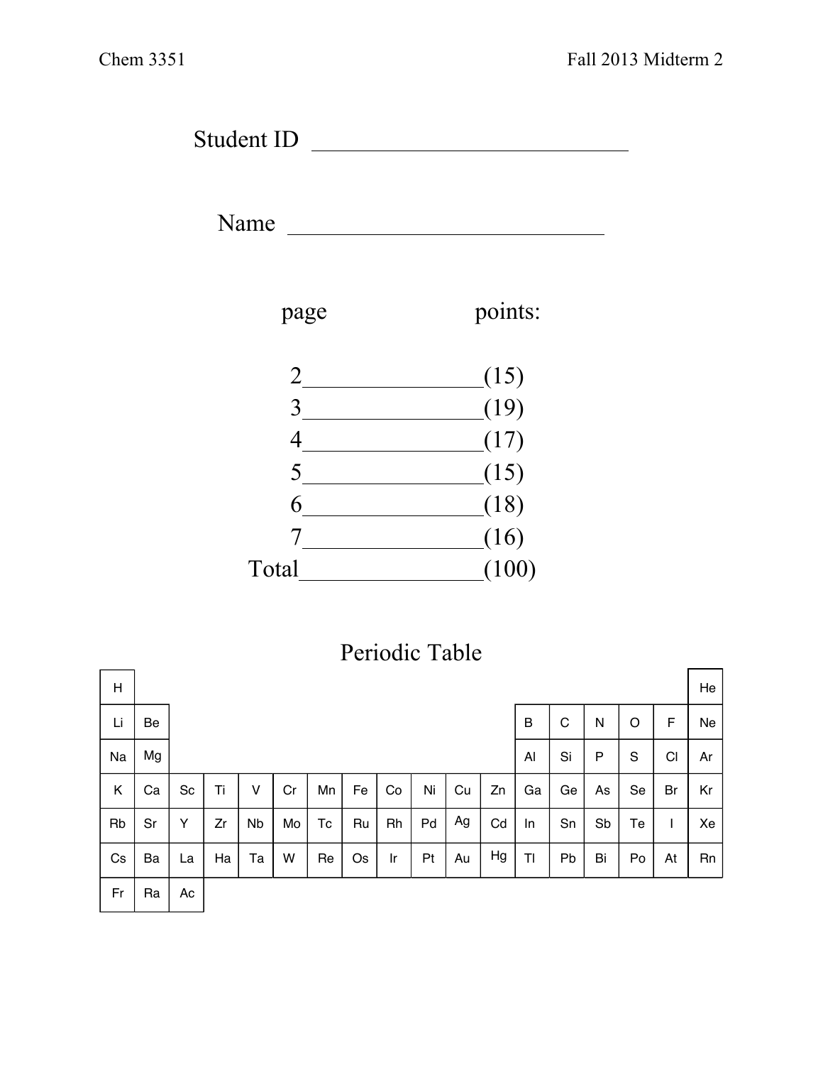Student ID ___________________________

Name ___________________________

| page | points: |
|---|---|
| 2 | (15) |
| 3 | (19) |
| 4 | (17) |
| 5 | (15) |
| 6 | (18) |
| 7 | (16) |
| Total | (100) |

## Periodic Table

| | | | | | | | | | | | | | | | | | |
|---|---|---|---|---|---|---|---|---|---|---|---|---|---|---|---|---|---|
| H | | | | | | | | | | | | | | | | | He |
| Li | Be | | | | | | | | | | | B | C | N | O | F | Ne |
| Na | Mg | | | | | | | | | | | Al | Si | P | S | Cl | Ar |
| K | Ca | Sc | Ti | V | Cr | Mn | Fe | Co | Ni | Cu | Zn | Ga | Ge | As | Se | Br | Kr |
| Rb | Sr | Y | Zr | Nb | Mo | Tc | Ru | Rh | Pd | Ag | Cd | In | Sn | Sb | Te | I | Xe |
| Cs | Ba | La | Ha | Ta | W | Re | Os | Ir | Pt | Au | Hg | Tl | Pb | Bi | Po | At | Rn |
| Fr | Ra | Ac | | | | | | | | | | | | | | | |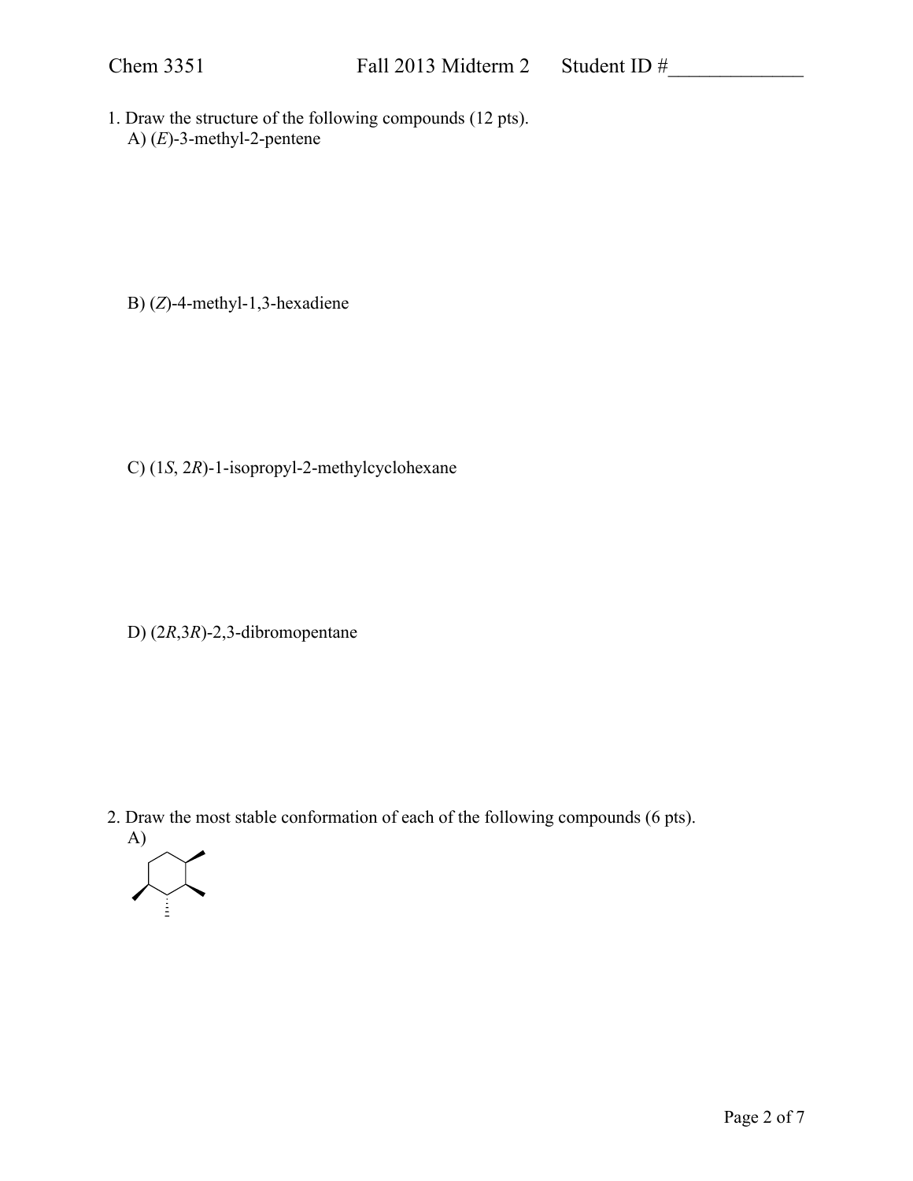1. Draw the structure of the following compounds (12 pts).

A) (*E*)-3-methyl-2-pentene

B) (*Z*)-4-methyl-1,3-hexadiene

C) (1*S*, 2*R*)-1-isopropyl-2-methylcyclohexane

D) (2*R*,3*R*)-2,3-dibromopentane

2. Draw the most stable conformation of each of the following compounds (6 pts).

A)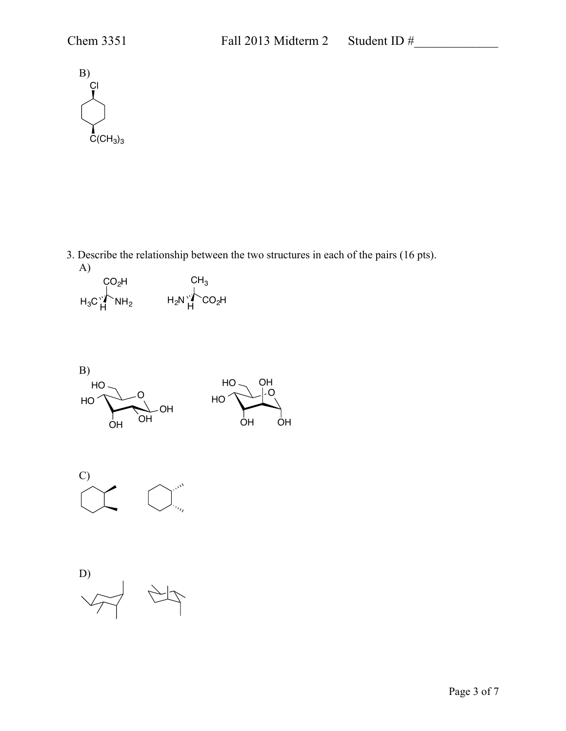B)

Cl

$C(CH_3)_3$

3. Describe the relationship between the two structures in each of the pairs (16 pts).

A)

$CO_2H$ $H_3C$ H $NH_2$ $CH_3$ $H_2N$ H $CO_2H$

B)

HO HO O OH OH OH HO OH HO O OH OH

C)

D)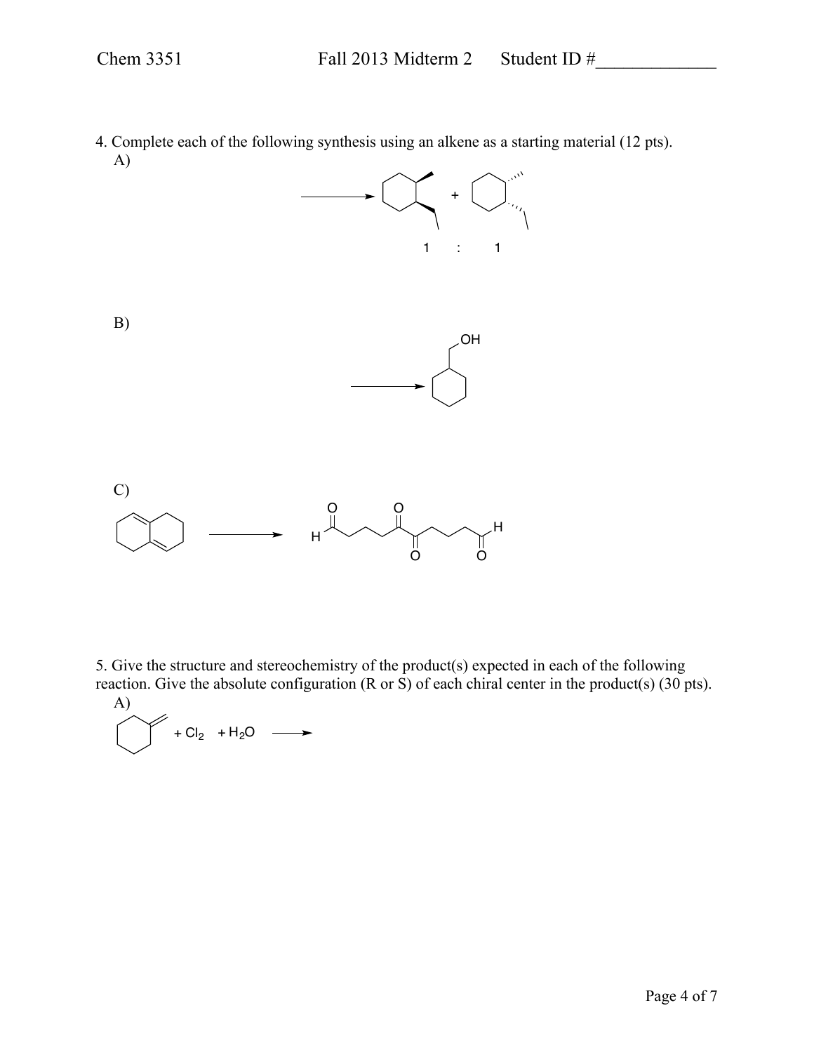4. Complete each of the following synthesis using an alkene as a starting material (12 pts).

A)

$\longrightarrow$ + 

1 : 1

B)

$\longrightarrow$ OH

C)

$\longrightarrow$ H O O O O H

5. Give the structure and stereochemistry of the product(s) expected in each of the following reaction. Give the absolute configuration (R or S) of each chiral center in the product(s) (30 pts).

A)

\+ $Cl_2$ + $H_2O$ $\longrightarrow$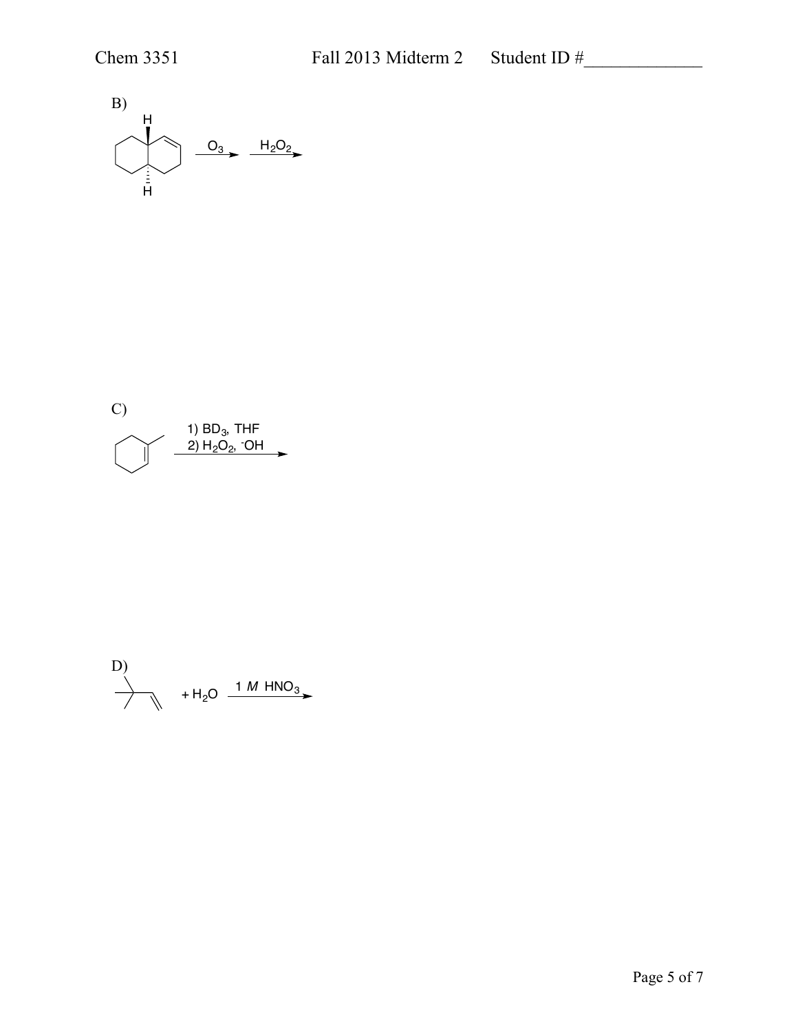B)

$\xrightarrow{O_3}$ $\xrightarrow{H_2O_2}$

C)

1) $BD_3$, THF
2) $H_2O_2$, $^{-}OH$

D)

$+ H_2O$ $\xrightarrow{1\ M\ HNO_3}$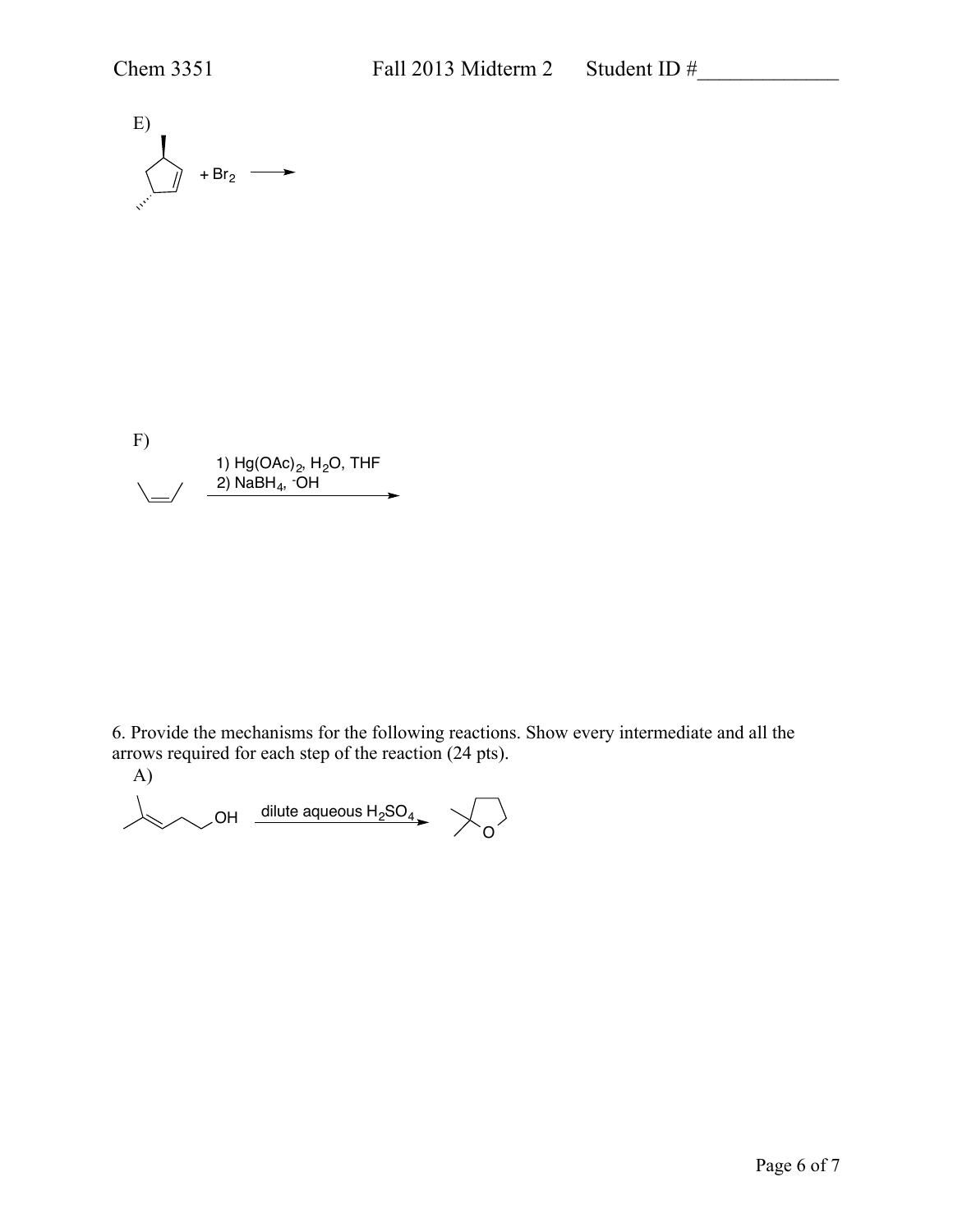E)

+ $Br_2$ ⟶

F)

1) $Hg(OAc)_2$, $H_2O$, THF
2) $NaBH_4$, $^{-}OH$

6. Provide the mechanisms for the following reactions. Show every intermediate and all the arrows required for each step of the reaction (24 pts).

A)

OH — dilute aqueous $H_2SO_4$ ⟶ O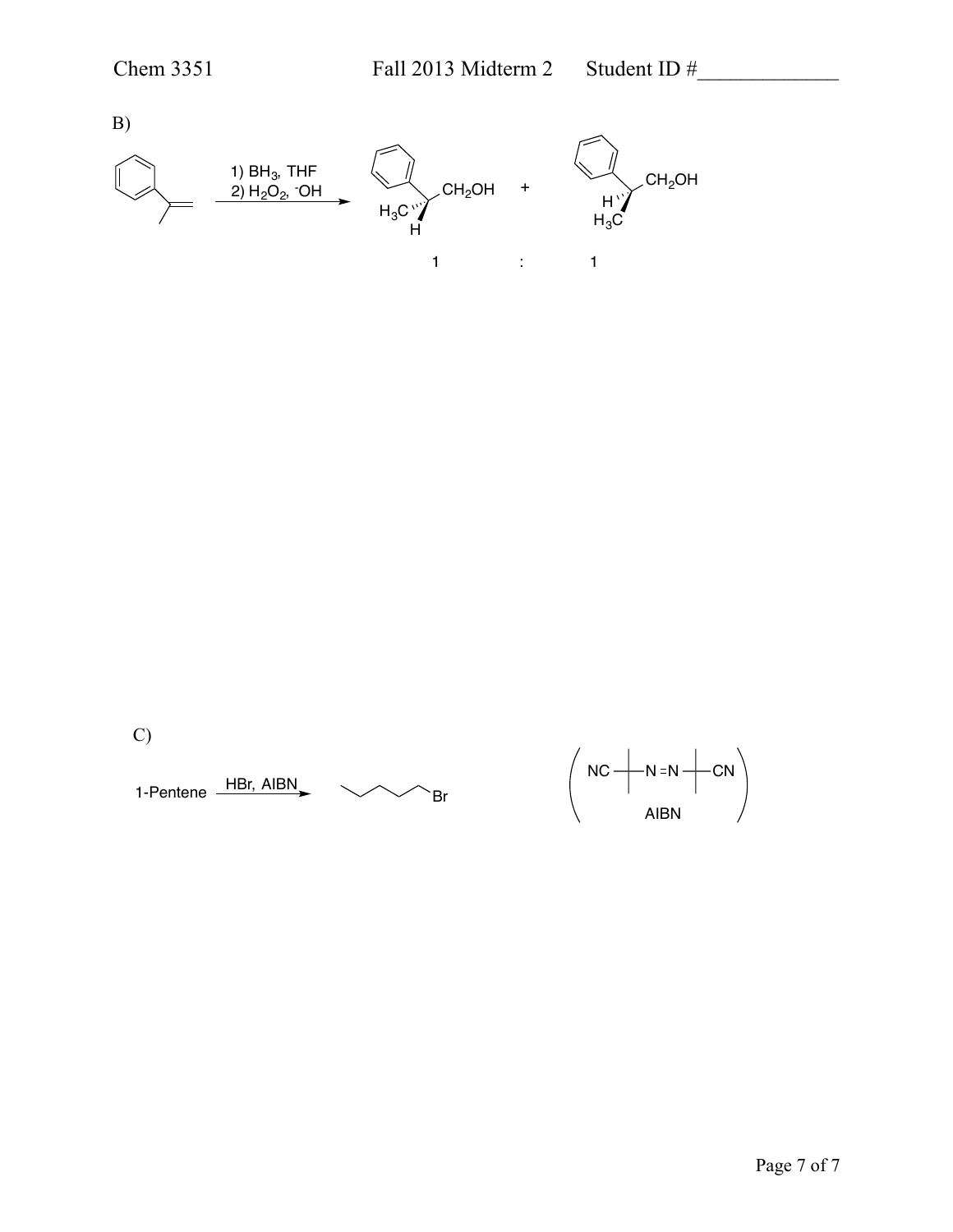B)

1) $BH_3$, THF
2) $H_2O_2$, $^{-}OH$

$CH_2OH$ + $CH_2OH$

$H_3C$ H H $H_3C$

1 : 1

C)

1-Pentene HBr, AIBN

Br

NC N=N CN

AIBN